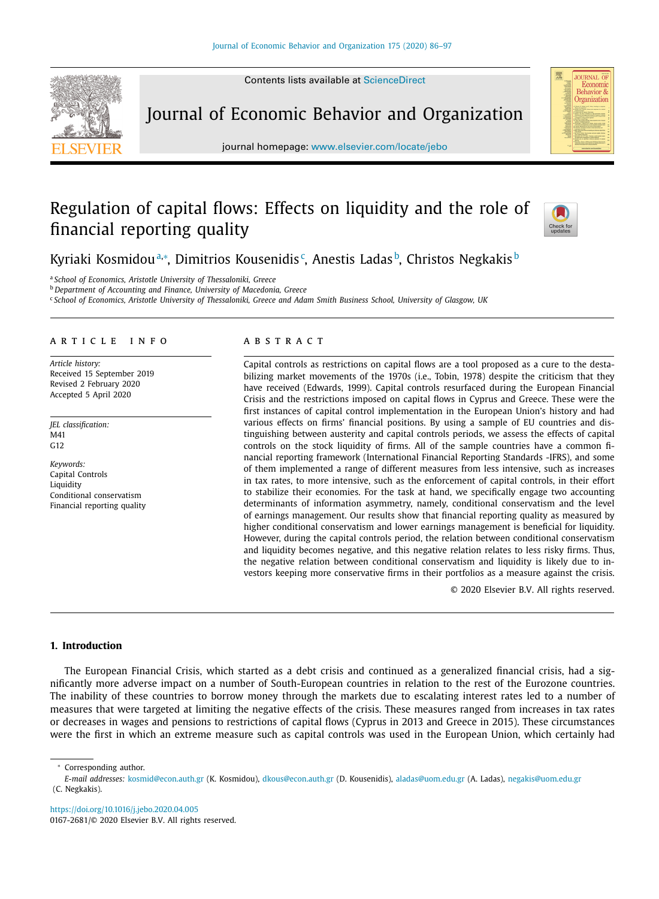# Regulation of capital flows: Effects on liquidity and the role of financial reporting quality

Kyriaki Kosmidou[a,*], Dimitrios Kousenidis[c], Anestis Ladas[b], Christos Negkakis[b]

[a] *School of Economics, Aristotle University of Thessaloniki, Greece*
[b] *Department of Accounting and Finance, University of Macedonia, Greece*
[c] *School of Economics, Aristotle University of Thessaloniki, Greece and Adam Smith Business School, University of Glasgow, UK*

## ARTICLE INFO

*Article history:*
Received 15 September 2019
Revised 2 February 2020
Accepted 5 April 2020

*JEL classification:*
M41
G12

*Keywords:*
Capital Controls
Liquidity
Conditional conservatism
Financial reporting quality

## ABSTRACT

Capital controls as restrictions on capital flows are a tool proposed as a cure to the destabilizing market movements of the 1970s (i.e., Tobin, 1978) despite the criticism that they have received (Edwards, 1999). Capital controls resurfaced during the European Financial Crisis and the restrictions imposed on capital flows in Cyprus and Greece. These were the first instances of capital control implementation in the European Union's history and had various effects on firms' financial positions. By using a sample of EU countries and distinguishing between austerity and capital controls periods, we assess the effects of capital controls on the stock liquidity of firms. All of the sample countries have a common financial reporting framework (International Financial Reporting Standards -IFRS), and some of them implemented a range of different measures from less intensive, such as increases in tax rates, to more intensive, such as the enforcement of capital controls, in their effort to stabilize their economies. For the task at hand, we specifically engage two accounting determinants of information asymmetry, namely, conditional conservatism and the level of earnings management. Our results show that financial reporting quality as measured by higher conditional conservatism and lower earnings management is beneficial for liquidity. However, during the capital controls period, the relation between conditional conservatism and liquidity becomes negative, and this negative relation relates to less risky firms. Thus, the negative relation between conditional conservatism and liquidity is likely due to investors keeping more conservative firms in their portfolios as a measure against the crisis.

© 2020 Elsevier B.V. All rights reserved.

## 1. Introduction

The European Financial Crisis, which started as a debt crisis and continued as a generalized financial crisis, had a significantly more adverse impact on a number of South-European countries in relation to the rest of the Eurozone countries. The inability of these countries to borrow money through the markets due to escalating interest rates led to a number of measures that were targeted at limiting the negative effects of the crisis. These measures ranged from increases in tax rates or decreases in wages and pensions to restrictions of capital flows (Cyprus in 2013 and Greece in 2015). These circumstances were the first in which an extreme measure such as capital controls was used in the European Union, which certainly had

* Corresponding author.
*E-mail addresses:* kosmid@econ.auth.gr (K. Kosmidou), dkous@econ.auth.gr (D. Kousenidis), aladas@uom.edu.gr (A. Ladas), negakis@uom.edu.gr (C. Negkakis).

https://doi.org/10.1016/j.jebo.2020.04.005
0167-2681/© 2020 Elsevier B.V. All rights reserved.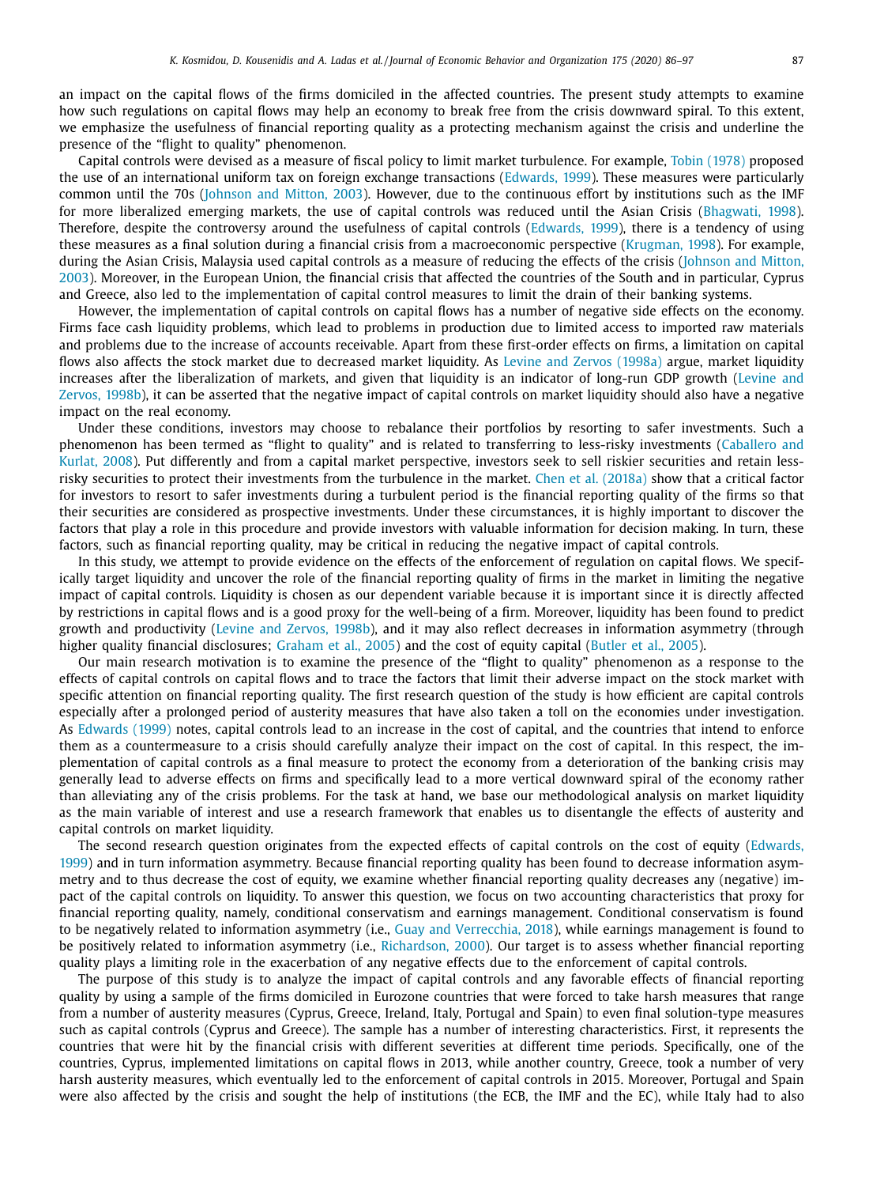an impact on the capital flows of the firms domiciled in the affected countries. The present study attempts to examine how such regulations on capital flows may help an economy to break free from the crisis downward spiral. To this extent, we emphasize the usefulness of financial reporting quality as a protecting mechanism against the crisis and underline the presence of the "flight to quality" phenomenon.

Capital controls were devised as a measure of fiscal policy to limit market turbulence. For example, Tobin (1978) proposed the use of an international uniform tax on foreign exchange transactions (Edwards, 1999). These measures were particularly common until the 70s (Johnson and Mitton, 2003). However, due to the continuous effort by institutions such as the IMF for more liberalized emerging markets, the use of capital controls was reduced until the Asian Crisis (Bhagwati, 1998). Therefore, despite the controversy around the usefulness of capital controls (Edwards, 1999), there is a tendency of using these measures as a final solution during a financial crisis from a macroeconomic perspective (Krugman, 1998). For example, during the Asian Crisis, Malaysia used capital controls as a measure of reducing the effects of the crisis (Johnson and Mitton, 2003). Moreover, in the European Union, the financial crisis that affected the countries of the South and in particular, Cyprus and Greece, also led to the implementation of capital control measures to limit the drain of their banking systems.

However, the implementation of capital controls on capital flows has a number of negative side effects on the economy. Firms face cash liquidity problems, which lead to problems in production due to limited access to imported raw materials and problems due to the increase of accounts receivable. Apart from these first-order effects on firms, a limitation on capital flows also affects the stock market due to decreased market liquidity. As Levine and Zervos (1998a) argue, market liquidity increases after the liberalization of markets, and given that liquidity is an indicator of long-run GDP growth (Levine and Zervos, 1998b), it can be asserted that the negative impact of capital controls on market liquidity should also have a negative impact on the real economy.

Under these conditions, investors may choose to rebalance their portfolios by resorting to safer investments. Such a phenomenon has been termed as "flight to quality" and is related to transferring to less-risky investments (Caballero and Kurlat, 2008). Put differently and from a capital market perspective, investors seek to sell riskier securities and retain less-risky securities to protect their investments from the turbulence in the market. Chen et al. (2018a) show that a critical factor for investors to resort to safer investments during a turbulent period is the financial reporting quality of the firms so that their securities are considered as prospective investments. Under these circumstances, it is highly important to discover the factors that play a role in this procedure and provide investors with valuable information for decision making. In turn, these factors, such as financial reporting quality, may be critical in reducing the negative impact of capital controls.

In this study, we attempt to provide evidence on the effects of the enforcement of regulation on capital flows. We specifically target liquidity and uncover the role of the financial reporting quality of firms in the market in limiting the negative impact of capital controls. Liquidity is chosen as our dependent variable because it is important since it is directly affected by restrictions in capital flows and is a good proxy for the well-being of a firm. Moreover, liquidity has been found to predict growth and productivity (Levine and Zervos, 1998b), and it may also reflect decreases in information asymmetry (through higher quality financial disclosures; Graham et al., 2005) and the cost of equity capital (Butler et al., 2005).

Our main research motivation is to examine the presence of the "flight to quality" phenomenon as a response to the effects of capital controls on capital flows and to trace the factors that limit their adverse impact on the stock market with specific attention on financial reporting quality. The first research question of the study is how efficient are capital controls especially after a prolonged period of austerity measures that have also taken a toll on the economies under investigation. As Edwards (1999) notes, capital controls lead to an increase in the cost of capital, and the countries that intend to enforce them as a countermeasure to a crisis should carefully analyze their impact on the cost of capital. In this respect, the implementation of capital controls as a final measure to protect the economy from a deterioration of the banking crisis may generally lead to adverse effects on firms and specifically lead to a more vertical downward spiral of the economy rather than alleviating any of the crisis problems. For the task at hand, we base our methodological analysis on market liquidity as the main variable of interest and use a research framework that enables us to disentangle the effects of austerity and capital controls on market liquidity.

The second research question originates from the expected effects of capital controls on the cost of equity (Edwards, 1999) and in turn information asymmetry. Because financial reporting quality has been found to decrease information asymmetry and to thus decrease the cost of equity, we examine whether financial reporting quality decreases any (negative) impact of the capital controls on liquidity. To answer this question, we focus on two accounting characteristics that proxy for financial reporting quality, namely, conditional conservatism and earnings management. Conditional conservatism is found to be negatively related to information asymmetry (i.e., Guay and Verrecchia, 2018), while earnings management is found to be positively related to information asymmetry (i.e., Richardson, 2000). Our target is to assess whether financial reporting quality plays a limiting role in the exacerbation of any negative effects due to the enforcement of capital controls.

The purpose of this study is to analyze the impact of capital controls and any favorable effects of financial reporting quality by using a sample of the firms domiciled in Eurozone countries that were forced to take harsh measures that range from a number of austerity measures (Cyprus, Greece, Ireland, Italy, Portugal and Spain) to even final solution-type measures such as capital controls (Cyprus and Greece). The sample has a number of interesting characteristics. First, it represents the countries that were hit by the financial crisis with different severities at different time periods. Specifically, one of the countries, Cyprus, implemented limitations on capital flows in 2013, while another country, Greece, took a number of very harsh austerity measures, which eventually led to the enforcement of capital controls in 2015. Moreover, Portugal and Spain were also affected by the crisis and sought the help of institutions (the ECB, the IMF and the EC), while Italy had to also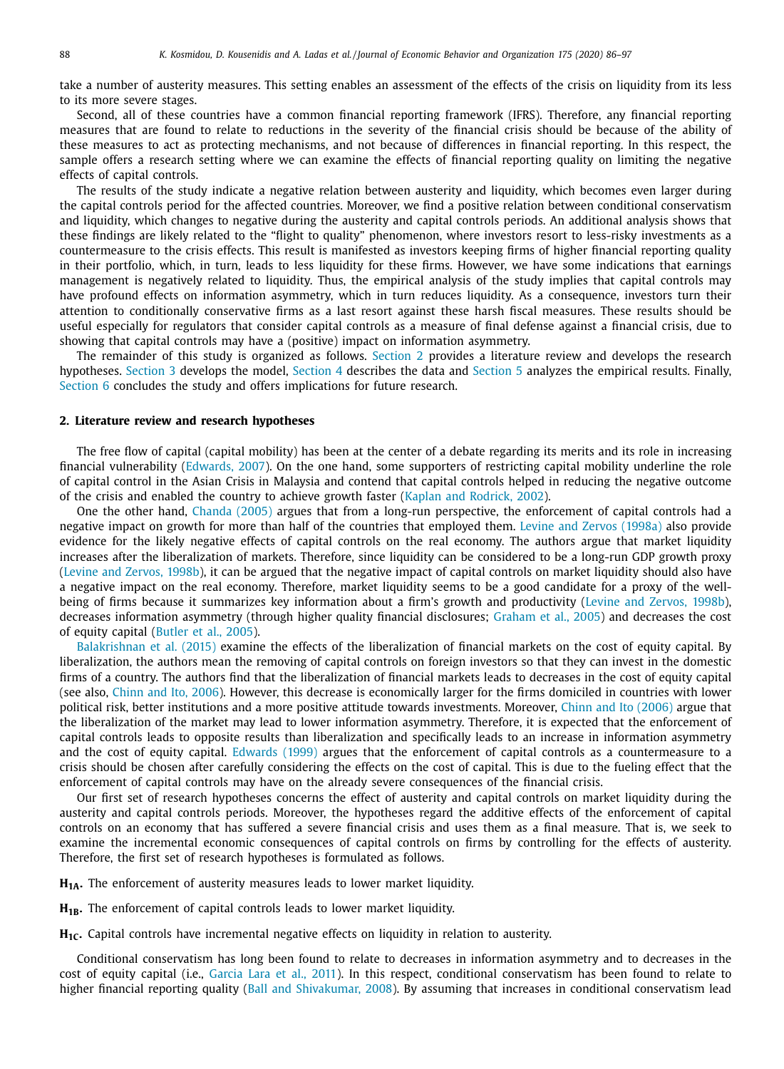take a number of austerity measures. This setting enables an assessment of the effects of the crisis on liquidity from its less to its more severe stages.

Second, all of these countries have a common financial reporting framework (IFRS). Therefore, any financial reporting measures that are found to relate to reductions in the severity of the financial crisis should be because of the ability of these measures to act as protecting mechanisms, and not because of differences in financial reporting. In this respect, the sample offers a research setting where we can examine the effects of financial reporting quality on limiting the negative effects of capital controls.

The results of the study indicate a negative relation between austerity and liquidity, which becomes even larger during the capital controls period for the affected countries. Moreover, we find a positive relation between conditional conservatism and liquidity, which changes to negative during the austerity and capital controls periods. An additional analysis shows that these findings are likely related to the "flight to quality" phenomenon, where investors resort to less-risky investments as a countermeasure to the crisis effects. This result is manifested as investors keeping firms of higher financial reporting quality in their portfolio, which, in turn, leads to less liquidity for these firms. However, we have some indications that earnings management is negatively related to liquidity. Thus, the empirical analysis of the study implies that capital controls may have profound effects on information asymmetry, which in turn reduces liquidity. As a consequence, investors turn their attention to conditionally conservative firms as a last resort against these harsh fiscal measures. These results should be useful especially for regulators that consider capital controls as a measure of final defense against a financial crisis, due to showing that capital controls may have a (positive) impact on information asymmetry.

The remainder of this study is organized as follows. Section 2 provides a literature review and develops the research hypotheses. Section 3 develops the model, Section 4 describes the data and Section 5 analyzes the empirical results. Finally, Section 6 concludes the study and offers implications for future research.

## 2. Literature review and research hypotheses

The free flow of capital (capital mobility) has been at the center of a debate regarding its merits and its role in increasing financial vulnerability (Edwards, 2007). On the one hand, some supporters of restricting capital mobility underline the role of capital control in the Asian Crisis in Malaysia and contend that capital controls helped in reducing the negative outcome of the crisis and enabled the country to achieve growth faster (Kaplan and Rodrick, 2002).

One the other hand, Chanda (2005) argues that from a long-run perspective, the enforcement of capital controls had a negative impact on growth for more than half of the countries that employed them. Levine and Zervos (1998a) also provide evidence for the likely negative effects of capital controls on the real economy. The authors argue that market liquidity increases after the liberalization of markets. Therefore, since liquidity can be considered to be a long-run GDP growth proxy (Levine and Zervos, 1998b), it can be argued that the negative impact of capital controls on market liquidity should also have a negative impact on the real economy. Therefore, market liquidity seems to be a good candidate for a proxy of the well-being of firms because it summarizes key information about a firm's growth and productivity (Levine and Zervos, 1998b), decreases information asymmetry (through higher quality financial disclosures; Graham et al., 2005) and decreases the cost of equity capital (Butler et al., 2005).

Balakrishnan et al. (2015) examine the effects of the liberalization of financial markets on the cost of equity capital. By liberalization, the authors mean the removing of capital controls on foreign investors so that they can invest in the domestic firms of a country. The authors find that the liberalization of financial markets leads to decreases in the cost of equity capital (see also, Chinn and Ito, 2006). However, this decrease is economically larger for the firms domiciled in countries with lower political risk, better institutions and a more positive attitude towards investments. Moreover, Chinn and Ito (2006) argue that the liberalization of the market may lead to lower information asymmetry. Therefore, it is expected that the enforcement of capital controls leads to opposite results than liberalization and specifically leads to an increase in information asymmetry and the cost of equity capital. Edwards (1999) argues that the enforcement of capital controls as a countermeasure to a crisis should be chosen after carefully considering the effects on the cost of capital. This is due to the fueling effect that the enforcement of capital controls may have on the already severe consequences of the financial crisis.

Our first set of research hypotheses concerns the effect of austerity and capital controls on market liquidity during the austerity and capital controls periods. Moreover, the hypotheses regard the additive effects of the enforcement of capital controls on an economy that has suffered a severe financial crisis and uses them as a final measure. That is, we seek to examine the incremental economic consequences of capital controls on firms by controlling for the effects of austerity. Therefore, the first set of research hypotheses is formulated as follows.

**$H_{1A}$.** The enforcement of austerity measures leads to lower market liquidity.

**$H_{1B}$.** The enforcement of capital controls leads to lower market liquidity.

**$H_{1C}$.** Capital controls have incremental negative effects on liquidity in relation to austerity.

Conditional conservatism has long been found to relate to decreases in information asymmetry and to decreases in the cost of equity capital (i.e., Garcia Lara et al., 2011). In this respect, conditional conservatism has been found to relate to higher financial reporting quality (Ball and Shivakumar, 2008). By assuming that increases in conditional conservatism lead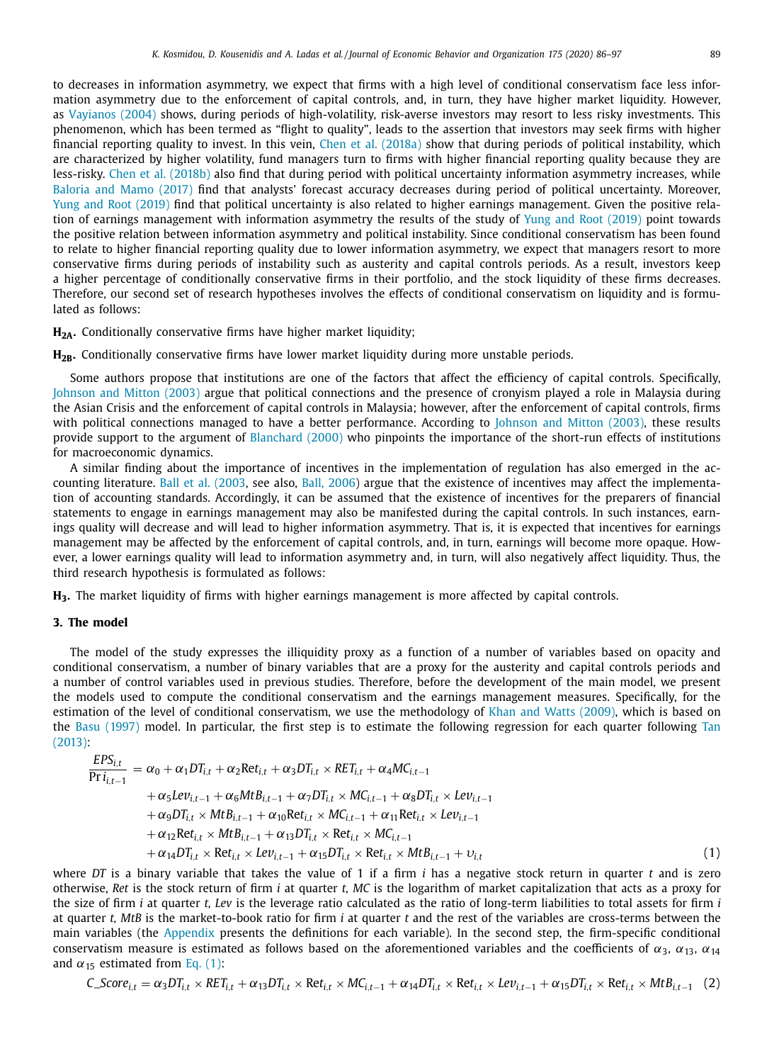to decreases in information asymmetry, we expect that firms with a high level of conditional conservatism face less information asymmetry due to the enforcement of capital controls, and, in turn, they have higher market liquidity. However, as Vayianos (2004) shows, during periods of high-volatility, risk-averse investors may resort to less risky investments. This phenomenon, which has been termed as "flight to quality", leads to the assertion that investors may seek firms with higher financial reporting quality to invest. In this vein, Chen et al. (2018a) show that during periods of political instability, which are characterized by higher volatility, fund managers turn to firms with higher financial reporting quality because they are less-risky. Chen et al. (2018b) also find that during period with political uncertainty information asymmetry increases, while Baloria and Mamo (2017) find that analysts' forecast accuracy decreases during period of political uncertainty. Moreover, Yung and Root (2019) find that political uncertainty is also related to higher earnings management. Given the positive relation of earnings management with information asymmetry the results of the study of Yung and Root (2019) point towards the positive relation between information asymmetry and political instability. Since conditional conservatism has been found to relate to higher financial reporting quality due to lower information asymmetry, we expect that managers resort to more conservative firms during periods of instability such as austerity and capital controls periods. As a result, investors keep a higher percentage of conditionally conservative firms in their portfolio, and the stock liquidity of these firms decreases. Therefore, our second set of research hypotheses involves the effects of conditional conservatism on liquidity and is formulated as follows:

**$H_{2A}$.** Conditionally conservative firms have higher market liquidity;

**$H_{2B}$.** Conditionally conservative firms have lower market liquidity during more unstable periods.

Some authors propose that institutions are one of the factors that affect the efficiency of capital controls. Specifically, Johnson and Mitton (2003) argue that political connections and the presence of cronyism played a role in Malaysia during the Asian Crisis and the enforcement of capital controls in Malaysia; however, after the enforcement of capital controls, firms with political connections managed to have a better performance. According to Johnson and Mitton (2003), these results provide support to the argument of Blanchard (2000) who pinpoints the importance of the short-run effects of institutions for macroeconomic dynamics.

A similar finding about the importance of incentives in the implementation of regulation has also emerged in the accounting literature. Ball et al. (2003, see also, Ball, 2006) argue that the existence of incentives may affect the implementation of accounting standards. Accordingly, it can be assumed that the existence of incentives for the preparers of financial statements to engage in earnings management may also be manifested during the capital controls. In such instances, earnings quality will decrease and will lead to higher information asymmetry. That is, it is expected that incentives for earnings management may be affected by the enforcement of capital controls, and, in turn, earnings will become more opaque. However, a lower earnings quality will lead to information asymmetry and, in turn, will also negatively affect liquidity. Thus, the third research hypothesis is formulated as follows:

**$H_3$.** The market liquidity of firms with higher earnings management is more affected by capital controls.

## 3. The model

The model of the study expresses the illiquidity proxy as a function of a number of variables based on opacity and conditional conservatism, a number of binary variables that are a proxy for the austerity and capital controls periods and a number of control variables used in previous studies. Therefore, before the development of the main model, we present the models used to compute the conditional conservatism and the earnings management measures. Specifically, for the estimation of the level of conditional conservatism, we use the methodology of Khan and Watts (2009), which is based on the Basu (1997) model. In particular, the first step is to estimate the following regression for each quarter following Tan (2013):

$$\begin{aligned}\frac{EPS_{i,t}}{\Pr i_{i,t-1}} &= \alpha_0 + \alpha_1 DT_{i,t} + \alpha_2 \text{Ret}_{i,t} + \alpha_3 DT_{i,t} \times RET_{i,t} + \alpha_4 MC_{i,t-1} \\ &+ \alpha_5 Lev_{i,t-1} + \alpha_6 MtB_{i,t-1} + \alpha_7 DT_{i,t} \times MC_{i,t-1} + \alpha_8 DT_{i,t} \times Lev_{i,t-1} \\ &+ \alpha_9 DT_{i,t} \times MtB_{i,t-1} + \alpha_{10} \text{Ret}_{i,t} \times MC_{i,t-1} + \alpha_{11} \text{Ret}_{i,t} \times Lev_{i,t-1} \\ &+ \alpha_{12} \text{Ret}_{i,t} \times MtB_{i,t-1} + \alpha_{13} DT_{i,t} \times \text{Ret}_{i,t} \times MC_{i,t-1} \\ &+ \alpha_{14} DT_{i,t} \times \text{Ret}_{i,t} \times Lev_{i,t-1} + \alpha_{15} DT_{i,t} \times \text{Ret}_{i,t} \times MtB_{i,t-1} + \upsilon_{i,t} \end{aligned} \tag{1}$$

where $DT$ is a binary variable that takes the value of 1 if a firm $i$ has a negative stock return in quarter $t$ and is zero otherwise, $Ret$ is the stock return of firm $i$ at quarter $t$, $MC$ is the logarithm of market capitalization that acts as a proxy for the size of firm $i$ at quarter $t$, $Lev$ is the leverage ratio calculated as the ratio of long-term liabilities to total assets for firm $i$ at quarter $t$, $MtB$ is the market-to-book ratio for firm $i$ at quarter $t$ and the rest of the variables are cross-terms between the main variables (the Appendix presents the definitions for each variable). In the second step, the firm-specific conditional conservatism measure is estimated as follows based on the aforementioned variables and the coefficients of $\alpha_3$, $\alpha_{13}$, $\alpha_{14}$ and $\alpha_{15}$ estimated from Eq. (1):

$$C\_Score_{i,t} = \alpha_3 DT_{i,t} \times RET_{i,t} + \alpha_{13} DT_{i,t} \times \text{Ret}_{i,t} \times MC_{i,t-1} + \alpha_{14} DT_{i,t} \times \text{Ret}_{i,t} \times Lev_{i,t-1} + \alpha_{15} DT_{i,t} \times \text{Ret}_{i,t} \times MtB_{i,t-1} \tag{2}$$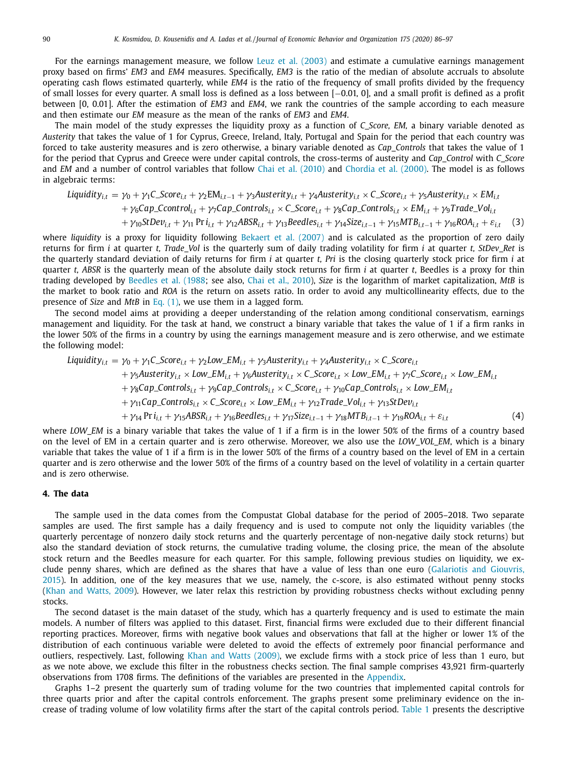For the earnings management measure, we follow Leuz et al. (2003) and estimate a cumulative earnings management proxy based on firms' *EM3* and *EM4* measures. Specifically, *EM3* is the ratio of the median of absolute accruals to absolute operating cash flows estimated quarterly, while *EM4* is the ratio of the frequency of small profits divided by the frequency of small losses for every quarter. A small loss is defined as a loss between [−0.01, 0], and a small profit is defined as a profit between [0, 0.01]. After the estimation of *EM3* and *EM4*, we rank the countries of the sample according to each measure and then estimate our *EM* measure as the mean of the ranks of *EM3* and *EM4*.

The main model of the study expresses the liquidity proxy as a function of *C_Score, EM,* a binary variable denoted as *Austerity* that takes the value of 1 for Cyprus, Greece, Ireland, Italy, Portugal and Spain for the period that each country was forced to take austerity measures and is zero otherwise, a binary variable denoted as *Cap_Controls* that takes the value of 1 for the period that Cyprus and Greece were under capital controls, the cross-terms of austerity and *Cap_Control* with *C_Score* and *EM* and a number of control variables that follow Chai et al. (2010) and Chordia et al. (2000). The model is as follows in algebraic terms:

$$
\begin{aligned}
Liquidity_{i,t} = {} & \gamma_0 + \gamma_1 C\_Score_{i,t} + \gamma_2 \mathrm{EM}_{i,t-1} + \gamma_3 Austerity_{i,t} + \gamma_4 Austerity_{i,t} \times C\_Score_{i,t} + \gamma_5 Austerity_{i,t} \times EM_{i,t} \\
& + \gamma_6 Cap\_Ccontrol_{i,t} + \gamma_7 Cap\_Controls_{i,t} \times C\_Score_{i,t} + \gamma_8 Cap\_Controls_{i,t} \times EM_{i,t} + \gamma_9 Trade\_Vol_{i,t} \\
& + \gamma_{10} StDev_{i,t} + \gamma_{11} \Pr i_{i,t} + \gamma_{12} ABSR_{i,t} + \gamma_{13} Beedles_{i,t} + \gamma_{14} Size_{i,t-1} + \gamma_{15} MTB_{i,t-1} + \gamma_{16} ROA_{i,t} + \varepsilon_{i,t} \quad (3)
\end{aligned}
$$

where *liquidity* is a proxy for liquidity following Bekaert et al. (2007) and is calculated as the proportion of zero daily returns for firm *i* at quarter *t, Trade_Vol* is the quarterly sum of daily trading volatility for firm *i* at quarter *t, StDev_Ret* is the quarterly standard deviation of daily returns for firm *i* at quarter *t, Pri* is the closing quarterly stock price for firm *i* at quarter *t, ABSR* is the quarterly mean of the absolute daily stock returns for firm *i* at quarter *t*, Beedles is a proxy for thin trading developed by Beedles et al. (1988; see also, Chai et al., 2010), *Size* is the logarithm of market capitalization, *MtB* is the market to book ratio and *ROA* is the return on assets ratio. In order to avoid any multicollinearity effects, due to the presence of *Size* and *MtB* in Eq. (1), we use them in a lagged form.

The second model aims at providing a deeper understanding of the relation among conditional conservatism, earnings management and liquidity. For the task at hand, we construct a binary variable that takes the value of 1 if a firm ranks in the lower 50% of the firms in a country by using the earnings management measure and is zero otherwise, and we estimate the following model:

$$
\begin{aligned}
Liquidity_{i,t} = {} & \gamma_0 + \gamma_1 C\_Score_{i,t} + \gamma_2 Low\_EM_{i,t} + \gamma_3 Austerity_{i,t} + \gamma_4 Austerity_{i,t} \times C\_Score_{i,t} \\
& + \gamma_5 Austerity_{i,t} \times Low\_EM_{i,t} + \gamma_6 Austerity_{i,t} \times C\_Score_{i,t} \times Low\_EM_{i,t} + \gamma_7 C\_Score_{i,t} \times Low\_EM_{i,t} \\
& + \gamma_8 Cap\_Controls_{i,t} + \gamma_9 Cap\_Controls_{i,t} \times C\_Score_{i,t} + \gamma_{10} Cap\_Controls_{i,t} \times Low\_EM_{i,t} \\
& + \gamma_{11} Cap\_Controls_{i,t} \times C\_Score_{i,t} \times Low\_EM_{i,t} + \gamma_{12} Trade\_Vol_{i,t} + \gamma_{13} StDev_{i,t} \\
& + \gamma_{14} \Pr i_{i,t} + \gamma_{15} ABSR_{i,t} + \gamma_{16} Beedles_{i,t} + \gamma_{17} Size_{i,t-1} + \gamma_{18} MTB_{i,t-1} + \gamma_{19} ROA_{i,t} + \varepsilon_{i,t} \quad (4)
\end{aligned}
$$

where *LOW_EM* is a binary variable that takes the value of 1 if a firm is in the lower 50% of the firms of a country based on the level of EM in a certain quarter and is zero otherwise. Moreover, we also use the *LOW_VOL_EM*, which is a binary variable that takes the value of 1 if a firm is in the lower 50% of the firms of a country based on the level of EM in a certain quarter and is zero otherwise and the lower 50% of the firms of a country based on the level of volatility in a certain quarter and is zero otherwise.

## 4. The data

The sample used in the data comes from the Compustat Global database for the period of 2005–2018. Two separate samples are used. The first sample has a daily frequency and is used to compute not only the liquidity variables (the quarterly percentage of nonzero daily stock returns and the quarterly percentage of non-negative daily stock returns) but also the standard deviation of stock returns, the cumulative trading volume, the closing price, the mean of the absolute stock return and the Beedles measure for each quarter. For this sample, following previous studies on liquidity, we exclude penny shares, which are defined as the shares that have a value of less than one euro (Galariotis and Giouvris, 2015). In addition, one of the key measures that we use, namely, the c-score, is also estimated without penny stocks (Khan and Watts, 2009). However, we later relax this restriction by providing robustness checks without excluding penny stocks.

The second dataset is the main dataset of the study, which has a quarterly frequency and is used to estimate the main models. A number of filters was applied to this dataset. First, financial firms were excluded due to their different financial reporting practices. Moreover, firms with negative book values and observations that fall at the higher or lower 1% of the distribution of each continuous variable were deleted to avoid the effects of extremely poor financial performance and outliers, respectively. Last, following Khan and Watts (2009), we exclude firms with a stock price of less than 1 euro, but as we note above, we exclude this filter in the robustness checks section. The final sample comprises 43,921 firm-quarterly observations from 1708 firms. The definitions of the variables are presented in the Appendix.

Graphs 1–2 present the quarterly sum of trading volume for the two countries that implemented capital controls for three quarts prior and after the capital controls enforcement. The graphs present some preliminary evidence on the increase of trading volume of low volatility firms after the start of the capital controls period. Table 1 presents the descriptive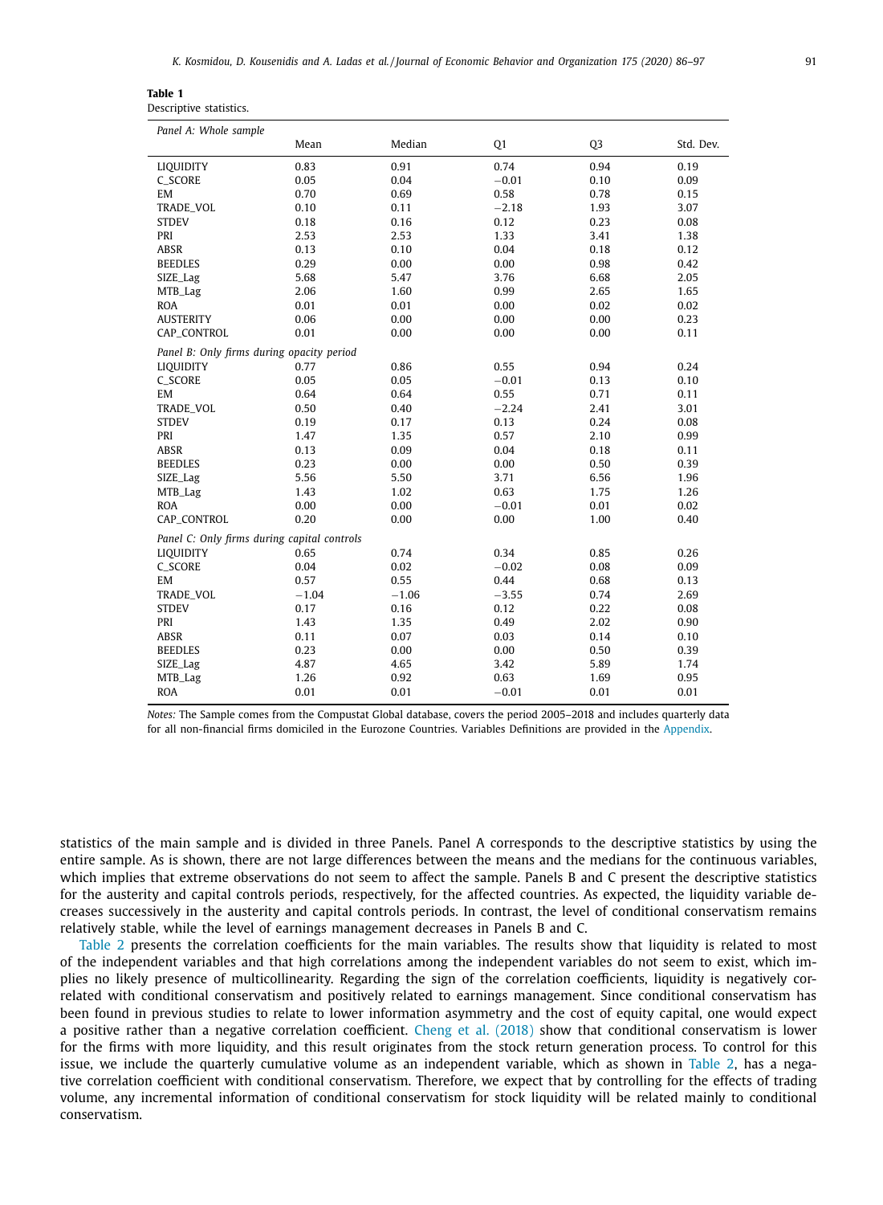**Table 1**
Descriptive statistics.

| | Mean | Median | Q1 | Q3 | Std. Dev. |
|---|---|---|---|---|---|
| *Panel A: Whole sample* | | | | | |
| LIQUIDITY | 0.83 | 0.91 | 0.74 | 0.94 | 0.19 |
| C_SCORE | 0.05 | 0.04 | −0.01 | 0.10 | 0.09 |
| EM | 0.70 | 0.69 | 0.58 | 0.78 | 0.15 |
| TRADE_VOL | 0.10 | 0.11 | −2.18 | 1.93 | 3.07 |
| STDEV | 0.18 | 0.16 | 0.12 | 0.23 | 0.08 |
| PRI | 2.53 | 2.53 | 1.33 | 3.41 | 1.38 |
| ABSR | 0.13 | 0.10 | 0.04 | 0.18 | 0.12 |
| BEEDLES | 0.29 | 0.00 | 0.00 | 0.98 | 0.42 |
| SIZE_Lag | 5.68 | 5.47 | 3.76 | 6.68 | 2.05 |
| MTB_Lag | 2.06 | 1.60 | 0.99 | 2.65 | 1.65 |
| ROA | 0.01 | 0.01 | 0.00 | 0.02 | 0.02 |
| AUSTERITY | 0.06 | 0.00 | 0.00 | 0.00 | 0.23 |
| CAP_CONTROL | 0.01 | 0.00 | 0.00 | 0.00 | 0.11 |
| *Panel B: Only firms during opacity period* | | | | | |
| LIQUIDITY | 0.77 | 0.86 | 0.55 | 0.94 | 0.24 |
| C_SCORE | 0.05 | 0.05 | −0.01 | 0.13 | 0.10 |
| EM | 0.64 | 0.64 | 0.55 | 0.71 | 0.11 |
| TRADE_VOL | 0.50 | 0.40 | −2.24 | 2.41 | 3.01 |
| STDEV | 0.19 | 0.17 | 0.13 | 0.24 | 0.08 |
| PRI | 1.47 | 1.35 | 0.57 | 2.10 | 0.99 |
| ABSR | 0.13 | 0.09 | 0.04 | 0.18 | 0.11 |
| BEEDLES | 0.23 | 0.00 | 0.00 | 0.50 | 0.39 |
| SIZE_Lag | 5.56 | 5.50 | 3.71 | 6.56 | 1.96 |
| MTB_Lag | 1.43 | 1.02 | 0.63 | 1.75 | 1.26 |
| ROA | 0.00 | 0.00 | −0.01 | 0.01 | 0.02 |
| CAP_CONTROL | 0.20 | 0.00 | 0.00 | 1.00 | 0.40 |
| *Panel C: Only firms during capital controls* | | | | | |
| LIQUIDITY | 0.65 | 0.74 | 0.34 | 0.85 | 0.26 |
| C_SCORE | 0.04 | 0.02 | −0.02 | 0.08 | 0.09 |
| EM | 0.57 | 0.55 | 0.44 | 0.68 | 0.13 |
| TRADE_VOL | −1.04 | −1.06 | −3.55 | 0.74 | 2.69 |
| STDEV | 0.17 | 0.16 | 0.12 | 0.22 | 0.08 |
| PRI | 1.43 | 1.35 | 0.49 | 2.02 | 0.90 |
| ABSR | 0.11 | 0.07 | 0.03 | 0.14 | 0.10 |
| BEEDLES | 0.23 | 0.00 | 0.00 | 0.50 | 0.39 |
| SIZE_Lag | 4.87 | 4.65 | 3.42 | 5.89 | 1.74 |
| MTB_Lag | 1.26 | 0.92 | 0.63 | 1.69 | 0.95 |
| ROA | 0.01 | 0.01 | −0.01 | 0.01 | 0.01 |

*Notes:* The Sample comes from the Compustat Global database, covers the period 2005–2018 and includes quarterly data for all non-financial firms domiciled in the Eurozone Countries. Variables Definitions are provided in the Appendix.

statistics of the main sample and is divided in three Panels. Panel A corresponds to the descriptive statistics by using the entire sample. As is shown, there are not large differences between the means and the medians for the continuous variables, which implies that extreme observations do not seem to affect the sample. Panels B and C present the descriptive statistics for the austerity and capital controls periods, respectively, for the affected countries. As expected, the liquidity variable decreases successively in the austerity and capital controls periods. In contrast, the level of conditional conservatism remains relatively stable, while the level of earnings management decreases in Panels B and C.

Table 2 presents the correlation coefficients for the main variables. The results show that liquidity is related to most of the independent variables and that high correlations among the independent variables do not seem to exist, which implies no likely presence of multicollinearity. Regarding the sign of the correlation coefficients, liquidity is negatively correlated with conditional conservatism and positively related to earnings management. Since conditional conservatism has been found in previous studies to relate to lower information asymmetry and the cost of equity capital, one would expect a positive rather than a negative correlation coefficient. Cheng et al. (2018) show that conditional conservatism is lower for the firms with more liquidity, and this result originates from the stock return generation process. To control for this issue, we include the quarterly cumulative volume as an independent variable, which as shown in Table 2, has a negative correlation coefficient with conditional conservatism. Therefore, we expect that by controlling for the effects of trading volume, any incremental information of conditional conservatism for stock liquidity will be related mainly to conditional conservatism.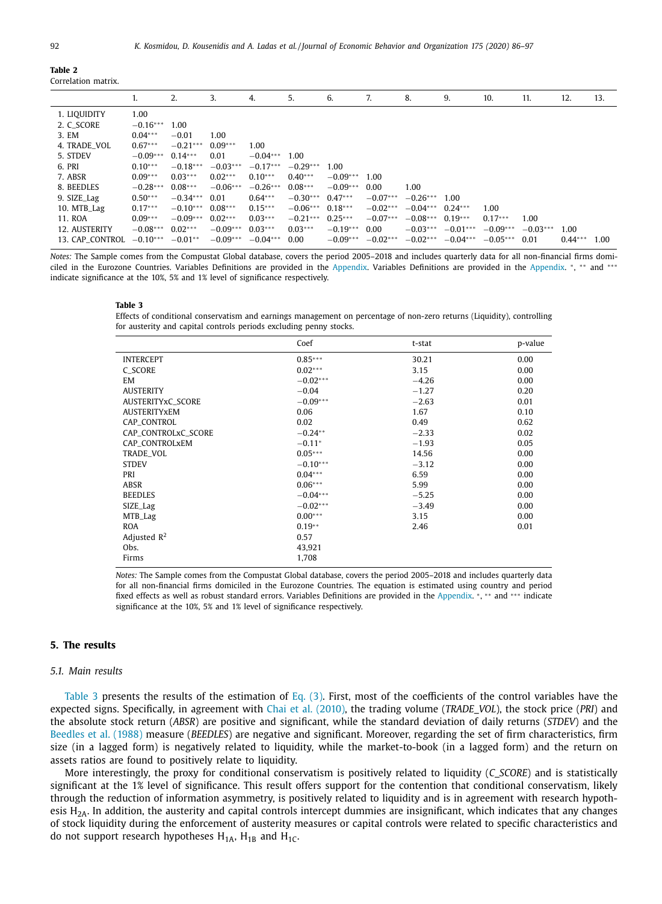**Table 2**
Correlation matrix.

| | 1. | 2. | 3. | 4. | 5. | 6. | 7. | 8. | 9. | 10. | 11. | 12. | 13. |
|---|---|---|---|---|---|---|---|---|---|---|---|---|---|
| 1. LIQUIDITY | 1.00 | | | | | | | | | | | | |
| 2. C_SCORE | −0.16*** | 1.00 | | | | | | | | | | | |
| 3. EM | 0.04*** | −0.01 | 1.00 | | | | | | | | | | |
| 4. TRADE_VOL | 0.67*** | −0.21*** | 0.09*** | 1.00 | | | | | | | | | |
| 5. STDEV | −0.09*** | 0.14*** | 0.01 | −0.04*** | 1.00 | | | | | | | | |
| 6. PRI | 0.10*** | −0.18*** | −0.03*** | −0.17*** | −0.29*** | 1.00 | | | | | | | |
| 7. ABSR | 0.09*** | 0.03*** | 0.02*** | 0.10*** | 0.40*** | −0.09*** | 1.00 | | | | | | |
| 8. BEEDLES | −0.28*** | 0.08*** | −0.06*** | −0.26*** | 0.08*** | −0.09*** | 0.00 | 1.00 | | | | | |
| 9. SIZE_Lag | 0.50*** | −0.34*** | 0.01 | 0.64*** | −0.30*** | 0.47*** | −0.07*** | −0.26*** | 1.00 | | | | |
| 10. MTB_Lag | 0.17*** | −0.10*** | 0.08*** | 0.15*** | −0.06*** | 0.18*** | −0.02*** | −0.04*** | 0.24*** | 1.00 | | | |
| 11. ROA | 0.09*** | −0.09*** | 0.02*** | 0.03*** | −0.21*** | 0.25*** | −0.07*** | −0.08*** | 0.19*** | 0.17*** | 1.00 | | |
| 12. AUSTERITY | −0.08*** | 0.02*** | −0.09*** | 0.03*** | 0.03*** | −0.19*** | 0.00 | −0.03*** | −0.01*** | −0.09*** | −0.03*** | 1.00 | |
| 13. CAP_CONTROL | −0.10*** | −0.01** | −0.09*** | −0.04*** | 0.00 | −0.09*** | −0.02*** | −0.02*** | −0.04*** | −0.05*** | 0.01 | 0.44*** | 1.00 |

*Notes:* The Sample comes from the Compustat Global database, covers the period 2005–2018 and includes quarterly data for all non-financial firms domiciled in the Eurozone Countries. Variables Definitions are provided in the Appendix. Variables Definitions are provided in the Appendix. *, ** and *** indicate significance at the 10%, 5% and 1% level of significance respectively.

**Table 3**
Effects of conditional conservatism and earnings management on percentage of non-zero returns (Liquidity), controlling for austerity and capital controls periods excluding penny stocks.

| | Coef | t-stat | p-value |
|---|---|---|---|
| INTERCEPT | 0.85*** | 30.21 | 0.00 |
| C_SCORE | 0.02*** | 3.15 | 0.00 |
| EM | −0.02*** | −4.26 | 0.00 |
| AUSTERITY | −0.04 | −1.27 | 0.20 |
| AUSTERITYxC_SCORE | −0.09*** | −2.63 | 0.01 |
| AUSTERITYxEM | 0.06 | 1.67 | 0.10 |
| CAP_CONTROL | 0.02 | 0.49 | 0.62 |
| CAP_CONTROLxC_SCORE | −0.24** | −2.33 | 0.02 |
| CAP_CONTROLxEM | −0.11* | −1.93 | 0.05 |
| TRADE_VOL | 0.05*** | 14.56 | 0.00 |
| STDEV | −0.10*** | −3.12 | 0.00 |
| PRI | 0.04*** | 6.59 | 0.00 |
| ABSR | 0.06*** | 5.99 | 0.00 |
| BEEDLES | −0.04*** | −5.25 | 0.00 |
| SIZE_Lag | −0.02*** | −3.49 | 0.00 |
| MTB_Lag | 0.00*** | 3.15 | 0.00 |
| ROA | 0.19** | 2.46 | 0.01 |
| Adjusted $R^2$ | 0.57 | | |
| Obs. | 43,921 | | |
| Firms | 1,708 | | |

*Notes:* The Sample comes from the Compustat Global database, covers the period 2005–2018 and includes quarterly data for all non-financial firms domiciled in the Eurozone Countries. The equation is estimated using country and period fixed effects as well as robust standard errors. Variables Definitions are provided in the Appendix. *, ** and *** indicate significance at the 10%, 5% and 1% level of significance respectively.

## 5. The results

### 5.1. Main results

Table 3 presents the results of the estimation of Eq. (3). First, most of the coefficients of the control variables have the expected signs. Specifically, in agreement with Chai et al. (2010), the trading volume (*TRADE_VOL*), the stock price (*PRI*) and the absolute stock return (*ABSR*) are positive and significant, while the standard deviation of daily returns (*STDEV*) and the Beedles et al. (1988) measure (*BEEDLES*) are negative and significant. Moreover, regarding the set of firm characteristics, firm size (in a lagged form) is negatively related to liquidity, while the market-to-book (in a lagged form) and the return on assets ratios are found to positively relate to liquidity.

More interestingly, the proxy for conditional conservatism is positively related to liquidity (*C_SCORE*) and is statistically significant at the 1% level of significance. This result offers support for the contention that conditional conservatism, likely through the reduction of information asymmetry, is positively related to liquidity and is in agreement with research hypothesis $H_{2A}$. In addition, the austerity and capital controls intercept dummies are insignificant, which indicates that any changes of stock liquidity during the enforcement of austerity measures or capital controls were related to specific characteristics and do not support research hypotheses $H_{1A}$, $H_{1B}$ and $H_{1C}$.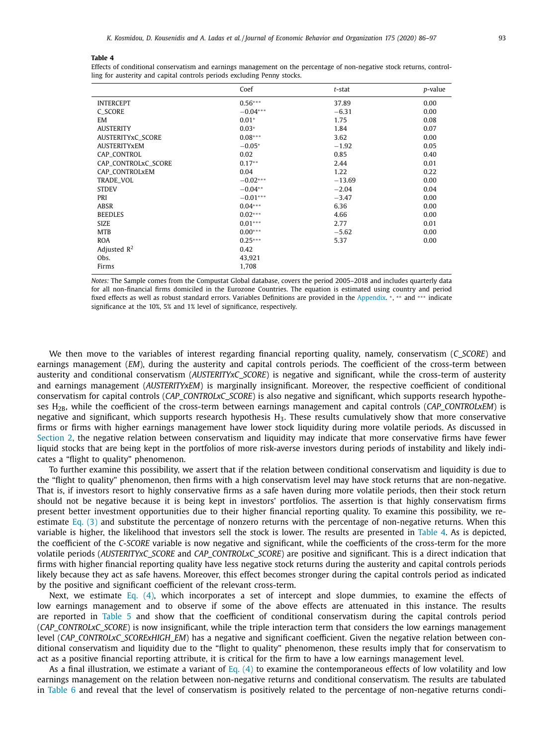**Table 4**
Effects of conditional conservatism and earnings management on the percentage of non-negative stock returns, controlling for austerity and capital controls periods excluding Penny stocks.

| | Coef | t-stat | p-value |
|---|---|---|---|
| INTERCEPT | 0.56*** | 37.89 | 0.00 |
| C_SCORE | −0.04*** | −6.31 | 0.00 |
| EM | 0.01* | 1.75 | 0.08 |
| AUSTERITY | 0.03* | 1.84 | 0.07 |
| AUSTERITYxC_SCORE | 0.08*** | 3.62 | 0.00 |
| AUSTERITYxEM | −0.05* | −1.92 | 0.05 |
| CAP_CONTROL | 0.02 | 0.85 | 0.40 |
| CAP_CONTROLxC_SCORE | 0.17** | 2.44 | 0.01 |
| CAP_CONTROLxEM | 0.04 | 1.22 | 0.22 |
| TRADE_VOL | −0.02*** | −13.69 | 0.00 |
| STDEV | −0.04** | −2.04 | 0.04 |
| PRI | −0.01*** | −3.47 | 0.00 |
| ABSR | 0.04*** | 6.36 | 0.00 |
| BEEDLES | 0.02*** | 4.66 | 0.00 |
| SIZE | 0.01*** | 2.77 | 0.01 |
| MTB | 0.00*** | −5.62 | 0.00 |
| ROA | 0.25*** | 5.37 | 0.00 |
| Adjusted $R^2$ | 0.42 | | |
| Obs. | 43,921 | | |
| Firms | 1,708 | | |

*Notes:* The Sample comes from the Compustat Global database, covers the period 2005–2018 and includes quarterly data for all non-financial firms domiciled in the Eurozone Countries. The equation is estimated using country and period fixed effects as well as robust standard errors. Variables Definitions are provided in the Appendix. *, ** and *** indicate significance at the 10%, 5% and 1% level of significance, respectively.

We then move to the variables of interest regarding financial reporting quality, namely, conservatism (*C_SCORE*) and earnings management (*EM*), during the austerity and capital controls periods. The coefficient of the cross-term between austerity and conditional conservatism (*AUSTERITYxC_SCORE*) is negative and significant, while the cross-term of austerity and earnings management (*AUSTERITYxEM*) is marginally insignificant. Moreover, the respective coefficient of conditional conservatism for capital controls (*CAP_CONTROLxC_SCORE*) is also negative and significant, which supports research hypotheses $H_{2B}$, while the coefficient of the cross-term between earnings management and capital controls (*CAP_CONTROLxEM*) is negative and significant, which supports research hypothesis $H_3$. These results cumulatively show that more conservative firms or firms with higher earnings management have lower stock liquidity during more volatile periods. As discussed in Section 2, the negative relation between conservatism and liquidity may indicate that more conservative firms have fewer liquid stocks that are being kept in the portfolios of more risk-averse investors during periods of instability and likely indicates a "flight to quality" phenomenon.

To further examine this possibility, we assert that if the relation between conditional conservatism and liquidity is due to the "flight to quality" phenomenon, then firms with a high conservatism level may have stock returns that are non-negative. That is, if investors resort to highly conservative firms as a safe haven during more volatile periods, then their stock return should not be negative because it is being kept in investors' portfolios. The assertion is that highly conservatism firms present better investment opportunities due to their higher financial reporting quality. To examine this possibility, we re-estimate Eq. (3) and substitute the percentage of nonzero returns with the percentage of non-negative returns. When this variable is higher, the likelihood that investors sell the stock is lower. The results are presented in Table 4. As is depicted, the coefficient of the *C-SCORE* variable is now negative and significant, while the coefficients of the cross-term for the more volatile periods (*AUSTERITYxC_SCORE* and *CAP_CONTROLxC_SCORE*) are positive and significant. This is a direct indication that firms with higher financial reporting quality have less negative stock returns during the austerity and capital controls periods likely because they act as safe havens. Moreover, this effect becomes stronger during the capital controls period as indicated by the positive and significant coefficient of the relevant cross-term.

Next, we estimate Eq. (4), which incorporates a set of intercept and slope dummies, to examine the effects of low earnings management and to observe if some of the above effects are attenuated in this instance. The results are reported in Table 5 and show that the coefficient of conditional conservatism during the capital controls period (*CAP_CONTROLxC_SCORE*) is now insignificant, while the triple interaction term that considers the low earnings management level (*CAP_CONTROLxC_SCORExHIGH_EM*) has a negative and significant coefficient. Given the negative relation between conditional conservatism and liquidity due to the "flight to quality" phenomenon, these results imply that for conservatism to act as a positive financial reporting attribute, it is critical for the firm to have a low earnings management level.

As a final illustration, we estimate a variant of Eq. (4) to examine the contemporaneous effects of low volatility and low earnings management on the relation between non-negative returns and conditional conservatism. The results are tabulated in Table 6 and reveal that the level of conservatism is positively related to the percentage of non-negative returns condi-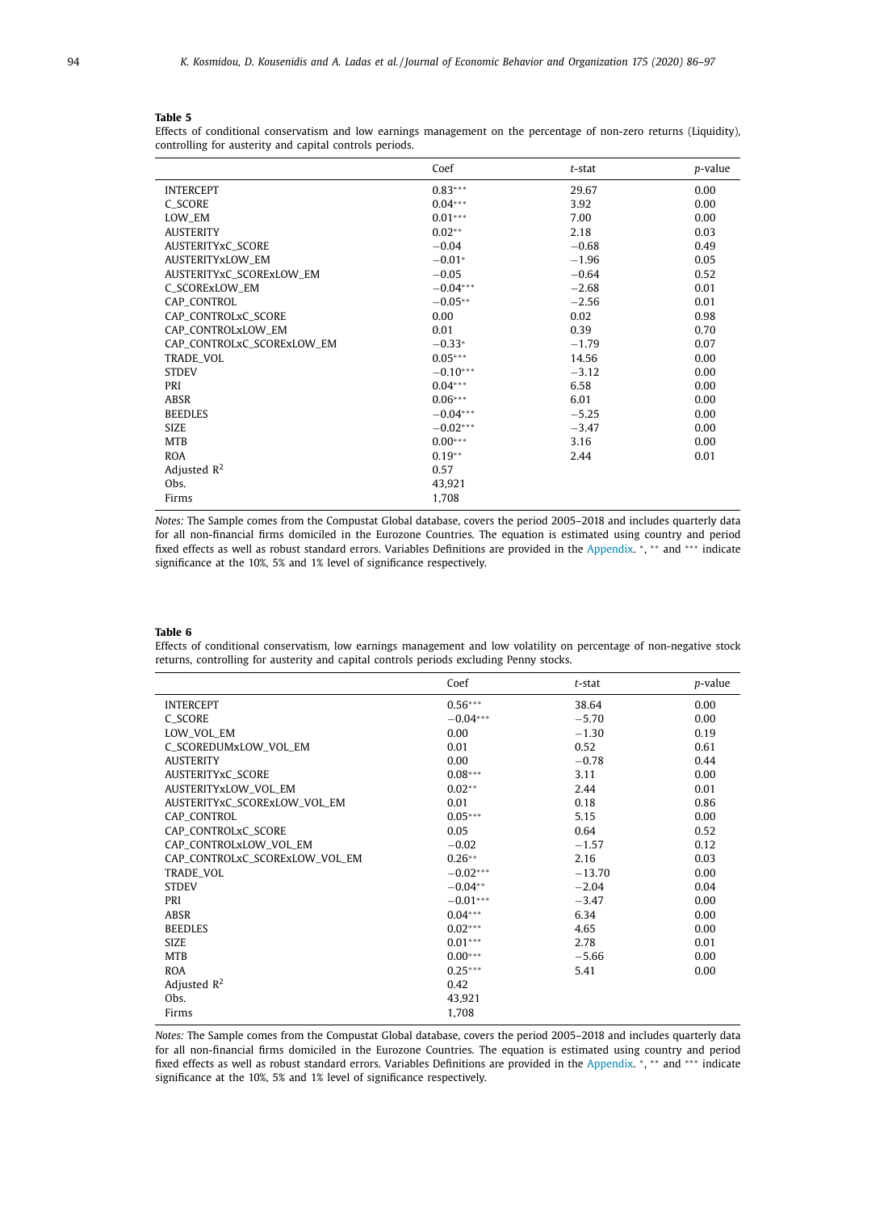**Table 5**
Effects of conditional conservatism and low earnings management on the percentage of non-zero returns (Liquidity), controlling for austerity and capital controls periods.

| | Coef | *t*-stat | *p*-value |
|---|---|---|---|
| INTERCEPT | 0.83*** | 29.67 | 0.00 |
| C_SCORE | 0.04*** | 3.92 | 0.00 |
| LOW_EM | 0.01*** | 7.00 | 0.00 |
| AUSTERITY | 0.02** | 2.18 | 0.03 |
| AUSTERITYxC_SCORE | −0.04 | −0.68 | 0.49 |
| AUSTERITYxLOW_EM | −0.01* | −1.96 | 0.05 |
| AUSTERITYxC_SCORExLOW_EM | −0.05 | −0.64 | 0.52 |
| C_SCORExLOW_EM | −0.04*** | −2.68 | 0.01 |
| CAP_CONTROL | −0.05** | −2.56 | 0.01 |
| CAP_CONTROLxC_SCORE | 0.00 | 0.02 | 0.98 |
| CAP_CONTROLxLOW_EM | 0.01 | 0.39 | 0.70 |
| CAP_CONTROLxC_SCORExLOW_EM | −0.33* | −1.79 | 0.07 |
| TRADE_VOL | 0.05*** | 14.56 | 0.00 |
| STDEV | −0.10*** | −3.12 | 0.00 |
| PRI | 0.04*** | 6.58 | 0.00 |
| ABSR | 0.06*** | 6.01 | 0.00 |
| BEEDLES | −0.04*** | −5.25 | 0.00 |
| SIZE | −0.02*** | −3.47 | 0.00 |
| MTB | 0.00*** | 3.16 | 0.00 |
| ROA | 0.19** | 2.44 | 0.01 |
| Adjusted $R^2$ | 0.57 | | |
| Obs. | 43,921 | | |
| Firms | 1,708 | | |

*Notes:* The Sample comes from the Compustat Global database, covers the period 2005–2018 and includes quarterly data for all non-financial firms domiciled in the Eurozone Countries. The equation is estimated using country and period fixed effects as well as robust standard errors. Variables Definitions are provided in the Appendix. *, ** and *** indicate significance at the 10%, 5% and 1% level of significance respectively.

**Table 6**
Effects of conditional conservatism, low earnings management and low volatility on percentage of non-negative stock returns, controlling for austerity and capital controls periods excluding Penny stocks.

| | Coef | *t*-stat | *p*-value |
|---|---|---|---|
| INTERCEPT | 0.56*** | 38.64 | 0.00 |
| C_SCORE | −0.04*** | −5.70 | 0.00 |
| LOW_VOL_EM | 0.00 | −1.30 | 0.19 |
| C_SCOREDUMxLOW_VOL_EM | 0.01 | 0.52 | 0.61 |
| AUSTERITY | 0.00 | −0.78 | 0.44 |
| AUSTERITYxC_SCORE | 0.08*** | 3.11 | 0.00 |
| AUSTERITYxLOW_VOL_EM | 0.02** | 2.44 | 0.01 |
| AUSTERITYxC_SCORExLOW_VOL_EM | 0.01 | 0.18 | 0.86 |
| CAP_CONTROL | 0.05*** | 5.15 | 0.00 |
| CAP_CONTROLxC_SCORE | 0.05 | 0.64 | 0.52 |
| CAP_CONTROLxLOW_VOL_EM | −0.02 | −1.57 | 0.12 |
| CAP_CONTROLxC_SCORExLOW_VOL_EM | 0.26** | 2.16 | 0.03 |
| TRADE_VOL | −0.02*** | −13.70 | 0.00 |
| STDEV | −0.04** | −2.04 | 0.04 |
| PRI | −0.01*** | −3.47 | 0.00 |
| ABSR | 0.04*** | 6.34 | 0.00 |
| BEEDLES | 0.02*** | 4.65 | 0.00 |
| SIZE | 0.01*** | 2.78 | 0.01 |
| MTB | 0.00*** | −5.66 | 0.00 |
| ROA | 0.25*** | 5.41 | 0.00 |
| Adjusted $R^2$ | 0.42 | | |
| Obs. | 43,921 | | |
| Firms | 1,708 | | |

*Notes:* The Sample comes from the Compustat Global database, covers the period 2005–2018 and includes quarterly data for all non-financial firms domiciled in the Eurozone Countries. The equation is estimated using country and period fixed effects as well as robust standard errors. Variables Definitions are provided in the Appendix. *, ** and *** indicate significance at the 10%, 5% and 1% level of significance respectively.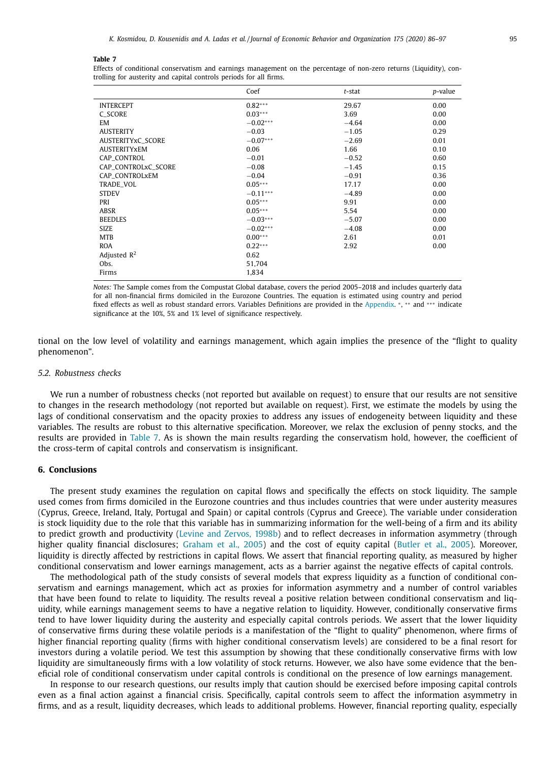**Table 7**
Effects of conditional conservatism and earnings management on the percentage of non-zero returns (Liquidity), controlling for austerity and capital controls periods for all firms.

| | Coef | *t*-stat | *p*-value |
|---|---|---|---|
| INTERCEPT | 0.82*** | 29.67 | 0.00 |
| C_SCORE | 0.03*** | 3.69 | 0.00 |
| EM | −0.02*** | −4.64 | 0.00 |
| AUSTERITY | −0.03 | −1.05 | 0.29 |
| AUSTERITYxC_SCORE | −0.07*** | −2.69 | 0.01 |
| AUSTERITYxEM | 0.06 | 1.66 | 0.10 |
| CAP_CONTROL | −0.01 | −0.52 | 0.60 |
| CAP_CONTROLxC_SCORE | −0.08 | −1.45 | 0.15 |
| CAP_CONTROLxEM | −0.04 | −0.91 | 0.36 |
| TRADE_VOL | 0.05*** | 17.17 | 0.00 |
| STDEV | −0.11*** | −4.89 | 0.00 |
| PRI | 0.05*** | 9.91 | 0.00 |
| ABSR | 0.05*** | 5.54 | 0.00 |
| BEEDLES | −0.03*** | −5.07 | 0.00 |
| SIZE | −0.02*** | −4.08 | 0.00 |
| MTB | 0.00*** | 2.61 | 0.01 |
| ROA | 0.22*** | 2.92 | 0.00 |
| Adjusted $R^2$ | 0.62 | | |
| Obs. | 51,704 | | |
| Firms | 1,834 | | |

*Notes:* The Sample comes from the Compustat Global database, covers the period 2005–2018 and includes quarterly data for all non-financial firms domiciled in the Eurozone Countries. The equation is estimated using country and period fixed effects as well as robust standard errors. Variables Definitions are provided in the Appendix. *, ** and *** indicate significance at the 10%, 5% and 1% level of significance respectively.

tional on the low level of volatility and earnings management, which again implies the presence of the "flight to quality phenomenon".

### *5.2. Robustness checks*

We run a number of robustness checks (not reported but available on request) to ensure that our results are not sensitive to changes in the research methodology (not reported but available on request). First, we estimate the models by using the lags of conditional conservatism and the opacity proxies to address any issues of endogeneity between liquidity and these variables. The results are robust to this alternative specification. Moreover, we relax the exclusion of penny stocks, and the results are provided in Table 7. As is shown the main results regarding the conservatism hold, however, the coefficient of the cross-term of capital controls and conservatism is insignificant.

## **6. Conclusions**

The present study examines the regulation on capital flows and specifically the effects on stock liquidity. The sample used comes from firms domiciled in the Eurozone countries and thus includes countries that were under austerity measures (Cyprus, Greece, Ireland, Italy, Portugal and Spain) or capital controls (Cyprus and Greece). The variable under consideration is stock liquidity due to the role that this variable has in summarizing information for the well-being of a firm and its ability to predict growth and productivity (Levine and Zervos, 1998b) and to reflect decreases in information asymmetry (through higher quality financial disclosures; Graham et al., 2005) and the cost of equity capital (Butler et al., 2005). Moreover, liquidity is directly affected by restrictions in capital flows. We assert that financial reporting quality, as measured by higher conditional conservatism and lower earnings management, acts as a barrier against the negative effects of capital controls.

The methodological path of the study consists of several models that express liquidity as a function of conditional conservatism and earnings management, which act as proxies for information asymmetry and a number of control variables that have been found to relate to liquidity. The results reveal a positive relation between conditional conservatism and liquidity, while earnings management seems to have a negative relation to liquidity. However, conditionally conservative firms tend to have lower liquidity during the austerity and especially capital controls periods. We assert that the lower liquidity of conservative firms during these volatile periods is a manifestation of the "flight to quality" phenomenon, where firms of higher financial reporting quality (firms with higher conditional conservatism levels) are considered to be a final resort for investors during a volatile period. We test this assumption by showing that these conditionally conservative firms with low liquidity are simultaneously firms with a low volatility of stock returns. However, we also have some evidence that the beneficial role of conditional conservatism under capital controls is conditional on the presence of low earnings management.

In response to our research questions, our results imply that caution should be exercised before imposing capital controls even as a final action against a financial crisis. Specifically, capital controls seem to affect the information asymmetry in firms, and as a result, liquidity decreases, which leads to additional problems. However, financial reporting quality, especially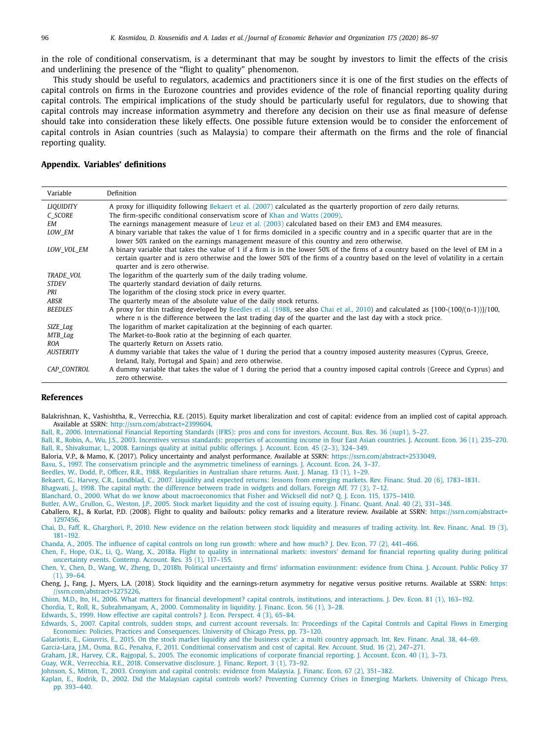in the role of conditional conservatism, is a determinant that may be sought by investors to limit the effects of the crisis and underlining the presence of the "flight to quality" phenomenon.

This study should be useful to regulators, academics and practitioners since it is one of the first studies on the effects of capital controls on firms in the Eurozone countries and provides evidence of the role of financial reporting quality during capital controls. The empirical implications of the study should be particularly useful for regulators, due to showing that capital controls may increase information asymmetry and therefore any decision on their use as final measure of defense should take into consideration these likely effects. One possible future extension would be to consider the enforcement of capital controls in Asian countries (such as Malaysia) to compare their aftermath on the firms and the role of financial reporting quality.

## Appendix. Variables' definitions

| Variable | Definition |
|---|---|
| *LIQUIDITY* | A proxy for illiquidity following Bekaert et al. (2007) calculated as the quarterly proportion of zero daily returns. |
| *C_SCORE* | The firm-specific conditional conservatism score of Khan and Watts (2009). |
| *EM* | The earnings management measure of Leuz et al. (2003) calculated based on their EM3 and EM4 measures. |
| *LOW_EM* | A binary variable that takes the value of 1 for firms domiciled in a specific country and in a specific quarter that are in the lower 50% ranked on the earnings management measure of this country and zero otherwise. |
| *LOW_VOL_EM* | A binary variable that takes the value of 1 if a firm is in the lower 50% of the firms of a country based on the level of EM in a certain quarter and is zero otherwise and the lower 50% of the firms of a country based on the level of volatility in a certain quarter and is zero otherwise. |
| *TRADE_VOL* | The logarithm of the quarterly sum of the daily trading volume. |
| *STDEV* | The quarterly standard deviation of daily returns. |
| *PRI* | The logarithm of the closing stock price in every quarter. |
| *ABSR* | The quarterly mean of the absolute value of the daily stock returns. |
| *BEEDLES* | A proxy for thin trading developed by Beedles et al. (1988, see also Chai et al., 2010) and calculated as {100-(100/(n-1))}/100, where n is the difference between the last trading day of the quarter and the last day with a stock price. |
| *SIZE_Lag* | The logarithm of market capitalization at the beginning of each quarter. |
| *MTB_Lag* | The Market-to-Book ratio at the beginning of each quarter. |
| *ROA* | The quarterly Return on Assets ratio. |
| *AUSTERITY* | A dummy variable that takes the value of 1 during the period that a country imposed austerity measures (Cyprus, Greece, Ireland, Italy, Portugal and Spain) and zero otherwise. |
| *CAP_CONTROL* | A dummy variable that takes the value of 1 during the period that a country imposed capital controls (Greece and Cyprus) and zero otherwise. |

## References

Balakrishnan, K., Vashishtha, R., Verrecchia, R.E. (2015). Equity market liberalization and cost of capital: evidence from an implied cost of capital approach. Available at SSRN: http://ssrn.com/abstract=2399604.

Ball, R., 2006. International Financial Reporting Standards (IFRS): pros and cons for investors. Account. Bus. Res. 36 (sup1), 5–27.

Ball, R., Robin, A., Wu, J.S., 2003. Incentives versus standards: properties of accounting income in four East Asian countries. J. Account. Econ. 36 (1), 235–270.

Ball, R., Shivakumar, L., 2008. Earnings quality at initial public offerings. J. Account. Econ. 45 (2–3), 324–349.

Baloria, V.P., & Mamo, K. (2017). Policy uncertainty and analyst performance. Available at SSRN: https://ssrn.com/abstract=2533049.

Basu, S., 1997. The conservatism principle and the asymmetric timeliness of earnings. J. Account. Econ. 24, 3–37.

Beedles, W., Dodd, P., Officer, R.R., 1988. Regularities in Australian share returns. Aust. J. Manag. 13 (1), 1–29.

Bekaert, G., Harvey, C.R., Lundblad, C., 2007. Liquidity and expected returns: lessons from emerging markets. Rev. Financ. Stud. 20 (6), 1783–1831.

Bhagwati, J., 1998. The capital myth: the difference between trade in widgets and dollars. Foreign Aff. 77 (3), 7–12.

Blanchard, O., 2000. What do we know about macroeconomics that Fisher and Wicksell did not? Q. J. Econ. 115, 1375–1410.

Butler, A.W., Grullon, G., Weston, J.P., 2005. Stock market liquidity and the cost of issuing equity. J. Financ. Quant. Anal. 40 (2), 331–348.

Caballero, R.J., & Kurlat, P.D. (2008). Flight to quality and bailouts: policy remarks and a literature review. Available at SSRN: https://ssrn.com/abstract=1297456.

Chai, D., Faff, R., Gharghori, P., 2010. New evidence on the relation between stock liquidity and measures of trading activity. Int. Rev. Financ. Anal. 19 (3), 181–192.

Chanda, A., 2005. The influence of capital controls on long run growth: where and how much? J. Dev. Econ. 77 (2), 441–466.

Chen, F., Hope, O.K., Li, Q., Wang, X., 2018a. Flight to quality in international markets: investors' demand for financial reporting quality during political uncertainty events. Contemp. Account. Res. 35 (1), 117–155.

Chen, Y., Chen, D., Wang, W., Zheng, D., 2018b. Political uncertainty and firms' information environment: evidence from China. J. Account. Public Policy 37 (1), 39–64.

Cheng, J., Fang, J., Myers, L.A. (2018). Stock liquidity and the earnings-return asymmetry for negative versus positive returns. Available at SSRN: https://ssrn.com/abstract=3275226.

Chinn, M.D., Ito, H., 2006. What matters for financial development? capital controls, institutions, and interactions. J. Dev. Econ. 81 (1), 163–192.

Chordia, T., Roll, R., Subrahmanyam, A., 2000. Commonality in liquidity. J. Financ. Econ. 56 (1), 3–28.

Edwards, S., 1999. How effective are capital controls? J. Econ. Perspect. 4 (3), 65–84.

Edwards, S., 2007. Capital controls, sudden stops, and current account reversals. In: Proceedings of the Capital Controls and Capital Flows in Emerging Economies: Policies, Practices and Consequences. University of Chicago Press, pp. 73–120.

Galariotis, E., Giouvris, E., 2015. On the stock market liquidity and the business cycle: a multi country approach. Int. Rev. Financ. Anal. 38, 44–69.

Garcia-Lara, J.M., Osma, B.G., Penalva, F., 2011. Conditional conservatism and cost of capital. Rev. Account. Stud. 16 (2), 247–271.

Graham, J.R., Harvey, C.R., Rajgopal, S., 2005. The economic implications of corporate financial reporting. J. Account. Econ. 40 (1), 3–73.

Guay, W.R., Verrecchia, R.E., 2018. Conservative disclosure. J. Financ. Report. 3 (1), 73–92.

Johnson, S., Mitton, T., 2003. Cronyism and capital controls: evidence from Malaysia. J. Financ. Econ. 67 (2), 351–382.

Kaplan, E., Rodrik, D., 2002. Did the Malaysian capital controls work? Preventing Currency Crises in Emerging Markets. University of Chicago Press, pp. 393–440.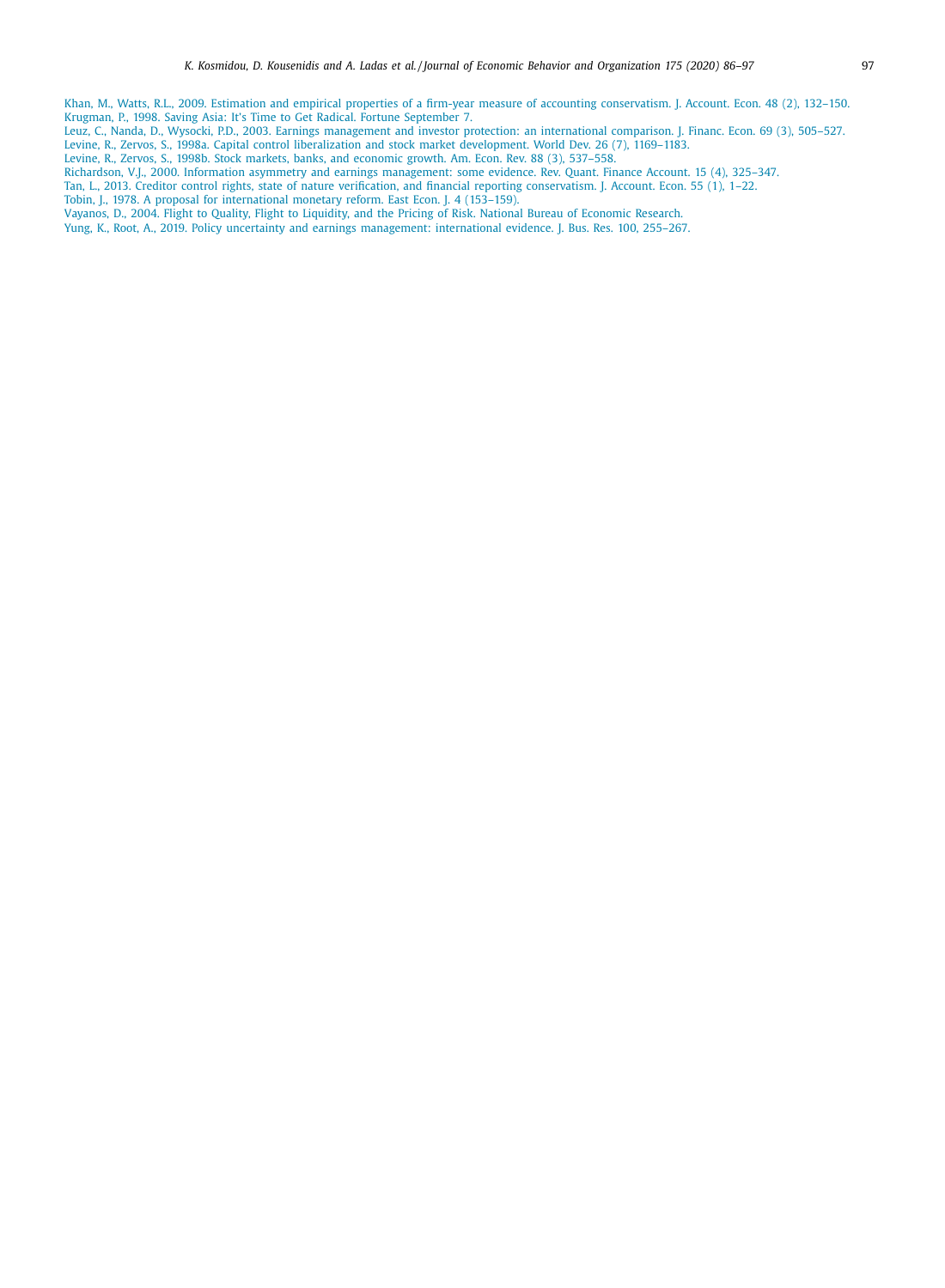Khan, M., Watts, R.L., 2009. Estimation and empirical properties of a firm-year measure of accounting conservatism. J. Account. Econ. 48 (2), 132–150.
Krugman, P., 1998. Saving Asia: It's Time to Get Radical. Fortune September 7.
Leuz, C., Nanda, D., Wysocki, P.D., 2003. Earnings management and investor protection: an international comparison. J. Financ. Econ. 69 (3), 505–527.
Levine, R., Zervos, S., 1998a. Capital control liberalization and stock market development. World Dev. 26 (7), 1169–1183.
Levine, R., Zervos, S., 1998b. Stock markets, banks, and economic growth. Am. Econ. Rev. 88 (3), 537–558.
Richardson, V.J., 2000. Information asymmetry and earnings management: some evidence. Rev. Quant. Finance Account. 15 (4), 325–347.
Tan, L., 2013. Creditor control rights, state of nature verification, and financial reporting conservatism. J. Account. Econ. 55 (1), 1–22.
Tobin, J., 1978. A proposal for international monetary reform. East Econ. J. 4 (153–159).
Vayanos, D., 2004. Flight to Quality, Flight to Liquidity, and the Pricing of Risk. National Bureau of Economic Research.
Yung, K., Root, A., 2019. Policy uncertainty and earnings management: international evidence. J. Bus. Res. 100, 255–267.